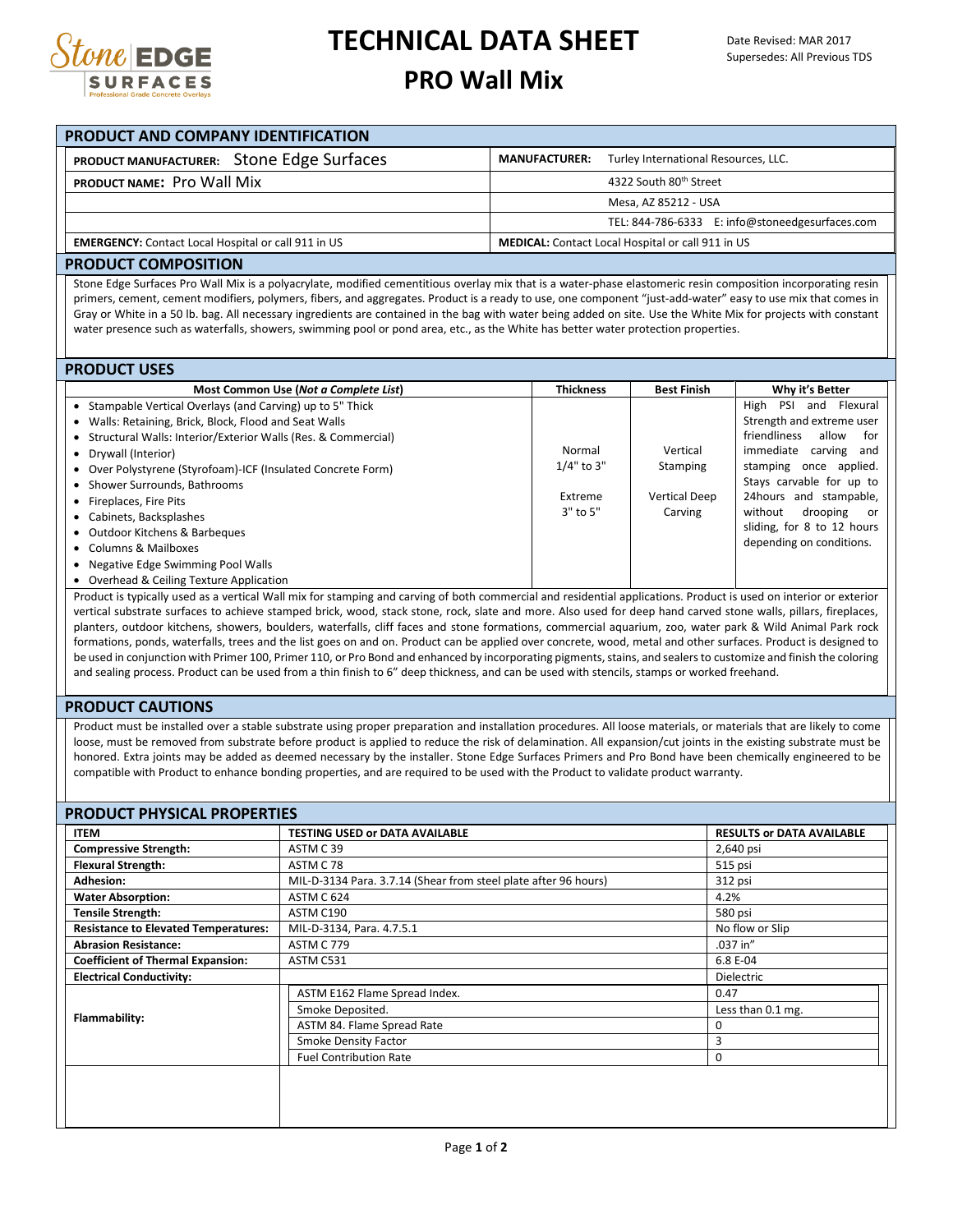# TECHNICAL DATA SHEET

## PRO Wall Mix

Date Revised: MAR 2017
Supersedes: All Previous TDS

## PRODUCT AND COMPANY IDENTIFICATION

| | |
|---|---|
| **PRODUCT MANUFACTURER:** Stone Edge Surfaces | **MANUFACTURER:** Turley International Resources, LLC. |
| **PRODUCT NAME:** Pro Wall Mix | 4322 South 80th Street |
| | Mesa, AZ 85212 - USA |
| | TEL: 844-786-6333 E: info@stoneedgesurfaces.com |
| **EMERGENCY:** Contact Local Hospital or call 911 in US | **MEDICAL:** Contact Local Hospital or call 911 in US |

## PRODUCT COMPOSITION

Stone Edge Surfaces Pro Wall Mix is a polyacrylate, modified cementitious overlay mix that is a water-phase elastomeric resin composition incorporating resin primers, cement, cement modifiers, polymers, fibers, and aggregates. Product is a ready to use, one component "just-add-water" easy to use mix that comes in Gray or White in a 50 lb. bag. All necessary ingredients are contained in the bag with water being added on site. Use the White Mix for projects with constant water presence such as waterfalls, showers, swimming pool or pond area, etc., as the White has better water protection properties.

## PRODUCT USES

| Most Common Use (*Not a Complete List*) | Thickness | Best Finish | Why it's Better |
|---|---|---|---|
| • Stampable Vertical Overlays (and Carving) up to 5" Thick<br>• Walls: Retaining, Brick, Block, Flood and Seat Walls<br>• Structural Walls: Interior/Exterior Walls (Res. & Commercial)<br>• Drywall (Interior)<br>• Over Polystyrene (Styrofoam)-ICF (Insulated Concrete Form)<br>• Shower Surrounds, Bathrooms<br>• Fireplaces, Fire Pits<br>• Cabinets, Backsplashes<br>• Outdoor Kitchens & Barbeques<br>• Columns & Mailboxes<br>• Negative Edge Swimming Pool Walls<br>• Overhead & Ceiling Texture Application | Normal<br>1/4" to 3"<br><br>Extreme<br>3" to 5" | Vertical<br>Stamping<br><br>Vertical Deep<br>Carving | High PSI and Flexural Strength and extreme user friendliness allow for immediate carving and stamping once applied. Stays carvable for up to 24hours and stampable, without drooping or sliding, for 8 to 12 hours depending on conditions. |

Product is typically used as a vertical Wall mix for stamping and carving of both commercial and residential applications. Product is used on interior or exterior vertical substrate surfaces to achieve stamped brick, wood, stack stone, rock, slate and more. Also used for deep hand carved stone walls, pillars, fireplaces, planters, outdoor kitchens, showers, boulders, waterfalls, cliff faces and stone formations, commercial aquarium, zoo, water park & Wild Animal Park rock formations, ponds, waterfalls, trees and the list goes on and on. Product can be applied over concrete, wood, metal and other surfaces. Product is designed to be used in conjunction with Primer 100, Primer 110, or Pro Bond and enhanced by incorporating pigments, stains, and sealers to customize and finish the coloring and sealing process. Product can be used from a thin finish to 6" deep thickness, and can be used with stencils, stamps or worked freehand.

## PRODUCT CAUTIONS

Product must be installed over a stable substrate using proper preparation and installation procedures. All loose materials, or materials that are likely to come loose, must be removed from substrate before product is applied to reduce the risk of delamination. All expansion/cut joints in the existing substrate must be honored. Extra joints may be added as deemed necessary by the installer. Stone Edge Surfaces Primers and Pro Bond have been chemically engineered to be compatible with Product to enhance bonding properties, and are required to be used with the Product to validate product warranty.

## PRODUCT PHYSICAL PROPERTIES

| ITEM | TESTING USED or DATA AVAILABLE | RESULTS or DATA AVAILABLE |
|---|---|---|
| **Compressive Strength:** | ASTM C 39 | 2,640 psi |
| **Flexural Strength:** | ASTM C 78 | 515 psi |
| **Adhesion:** | MIL-D-3134 Para. 3.7.14 (Shear from steel plate after 96 hours) | 312 psi |
| **Water Absorption:** | ASTM C 624 | 4.2% |
| **Tensile Strength:** | ASTM C190 | 580 psi |
| **Resistance to Elevated Temperatures:** | MIL-D-3134, Para. 4.7.5.1 | No flow or Slip |
| **Abrasion Resistance:** | ASTM C 779 | .037 in" |
| **Coefficient of Thermal Expansion:** | ASTM C531 | 6.8 E-04 |
| **Electrical Conductivity:** | | Dielectric |
| **Flammability:** | ASTM E162 Flame Spread Index. | 0.47 |
| | Smoke Deposited. | Less than 0.1 mg. |
| | ASTM 84. Flame Spread Rate | 0 |
| | Smoke Density Factor | 3 |
| | Fuel Contribution Rate | 0 |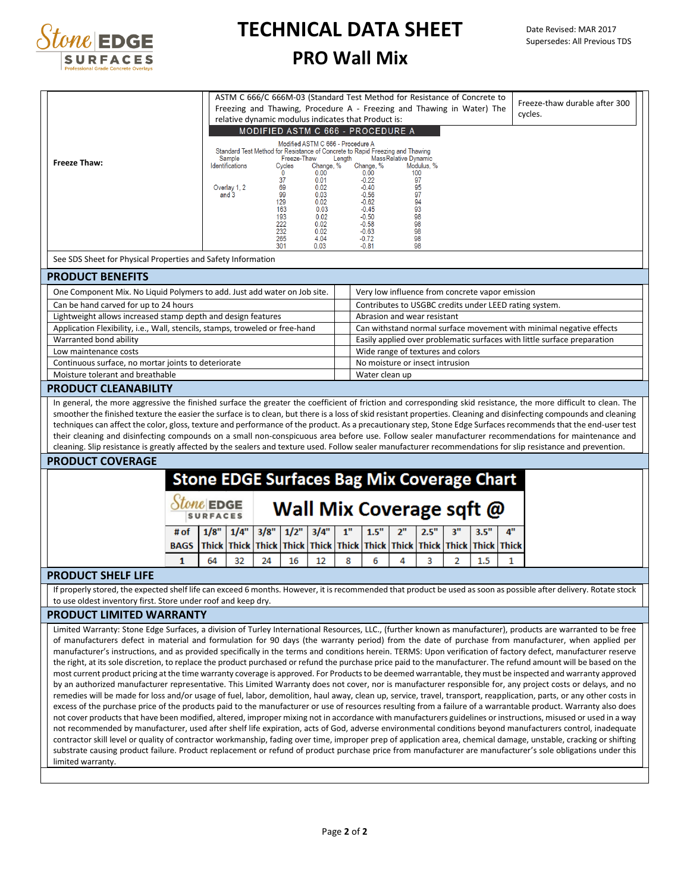# TECHNICAL DATA SHEET

## PRO Wall Mix

Date Revised: MAR 2017
Supersedes: All Previous TDS

**Freeze Thaw:**

ASTM C 666/C 666M-03 (Standard Test Method for Resistance of Concrete to Freezing and Thawing, Procedure A - Freezing and Thawing in Water) The relative dynamic modulus indicates that Product is: Freeze-thaw durable after 300 cycles.

MODIFIED ASTM C 666 - PROCEDURE A

Modified ASTM C 666 - Procedure A
Standard Test Method for Resistance of Concrete to Rapid Freezing and Thawing

| Sample Identifications | Freeze-Thaw Cycles | Length Change, % | Mass Change, % | Relative Dynamic Modulus, % |
|---|---|---|---|---|
| Overlay 1, 2 and 3 | 0 | 0.00 | 0.00 | 100 |
| | 37 | 0.01 | -0.22 | 97 |
| | 69 | 0.02 | -0.40 | 95 |
| | 99 | 0.03 | -0.56 | 97 |
| | 129 | 0.02 | -0.62 | 94 |
| | 163 | 0.03 | -0.45 | 93 |
| | 193 | 0.02 | -0.50 | 98 |
| | 222 | 0.02 | -0.58 | 98 |
| | 232 | 0.02 | -0.63 | 98 |
| | 265 | 4.04 | -0.72 | 98 |
| | 301 | 0.03 | -0.81 | 98 |

See SDS Sheet for Physical Properties and Safety Information

## PRODUCT BENEFITS

| | |
|---|---|
| One Component Mix. No Liquid Polymers to add. Just add water on Job site. | Very low influence from concrete vapor emission |
| Can be hand carved for up to 24 hours | Contributes to USGBC credits under LEED rating system. |
| Lightweight allows increased stamp depth and design features | Abrasion and wear resistant |
| Application Flexibility, i.e., Wall, stencils, stamps, troweled or free-hand | Can withstand normal surface movement with minimal negative effects |
| Warranted bond ability | Easily applied over problematic surfaces with little surface preparation |
| Low maintenance costs | Wide range of textures and colors |
| Continuous surface, no mortar joints to deteriorate | No moisture or insect intrusion |
| Moisture tolerant and breathable | Water clean up |

## PRODUCT CLEANABILITY

In general, the more aggressive the finished surface the greater the coefficient of friction and corresponding skid resistance, the more difficult to clean. The smoother the finished texture the easier the surface is to clean, but there is a loss of skid resistant properties. Cleaning and disinfecting compounds and cleaning techniques can affect the color, gloss, texture and performance of the product. As a precautionary step, Stone Edge Surfaces recommends that the end-user test their cleaning and disinfecting compounds on a small non-conspicuous area before use. Follow sealer manufacturer recommendations for maintenance and cleaning. Slip resistance is greatly affected by the sealers and texture used. Follow sealer manufacturer recommendations for slip resistance and prevention.

## PRODUCT COVERAGE

**Stone EDGE Surfaces Bag Mix Coverage Chart**

**Wall Mix Coverage sqft @**

| # of BAGS | 1/8" Thick | 1/4" Thick | 3/8" Thick | 1/2" Thick | 3/4" Thick | 1" Thick | 1.5" Thick | 2" Thick | 2.5" Thick | 3" Thick | 3.5" Thick | 4" Thick |
|---|---|---|---|---|---|---|---|---|---|---|---|---|
| 1 | 64 | 32 | 24 | 16 | 12 | 8 | 6 | 4 | 3 | 2 | 1.5 | 1 |

## PRODUCT SHELF LIFE

If properly stored, the expected shelf life can exceed 6 months. However, it is recommended that product be used as soon as possible after delivery. Rotate stock to use oldest inventory first. Store under roof and keep dry.

## PRODUCT LIMITED WARRANTY

Limited Warranty: Stone Edge Surfaces, a division of Turley International Resources, LLC., (further known as manufacturer), products are warranted to be free of manufacturers defect in material and formulation for 90 days (the warranty period) from the date of purchase from manufacturer, when applied per manufacturer's instructions, and as provided specifically in the terms and conditions herein. TERMS: Upon verification of factory defect, manufacturer reserve the right, at its sole discretion, to replace the product purchased or refund the purchase price paid to the manufacturer. The refund amount will be based on the most current product pricing at the time warranty coverage is approved. For Products to be deemed warrantable, they must be inspected and warranty approved by an authorized manufacturer representative. This Limited Warranty does not cover, nor is manufacturer responsible for, any project costs or delays, and no remedies will be made for loss and/or usage of fuel, labor, demolition, haul away, clean up, service, travel, transport, reapplication, parts, or any other costs in excess of the purchase price of the products paid to the manufacturer or use of resources resulting from a failure of a warrantable product. Warranty also does not cover products that have been modified, altered, improper mixing not in accordance with manufacturers guidelines or instructions, misused or used in a way not recommended by manufacturer, used after shelf life expiration, acts of God, adverse environmental conditions beyond manufacturers control, inadequate contractor skill level or quality of contractor workmanship, fading over time, improper prep of application area, chemical damage, unstable, cracking or shifting substrate causing product failure. Product replacement or refund of product purchase price from manufacturer are manufacturer's sole obligations under this limited warranty.